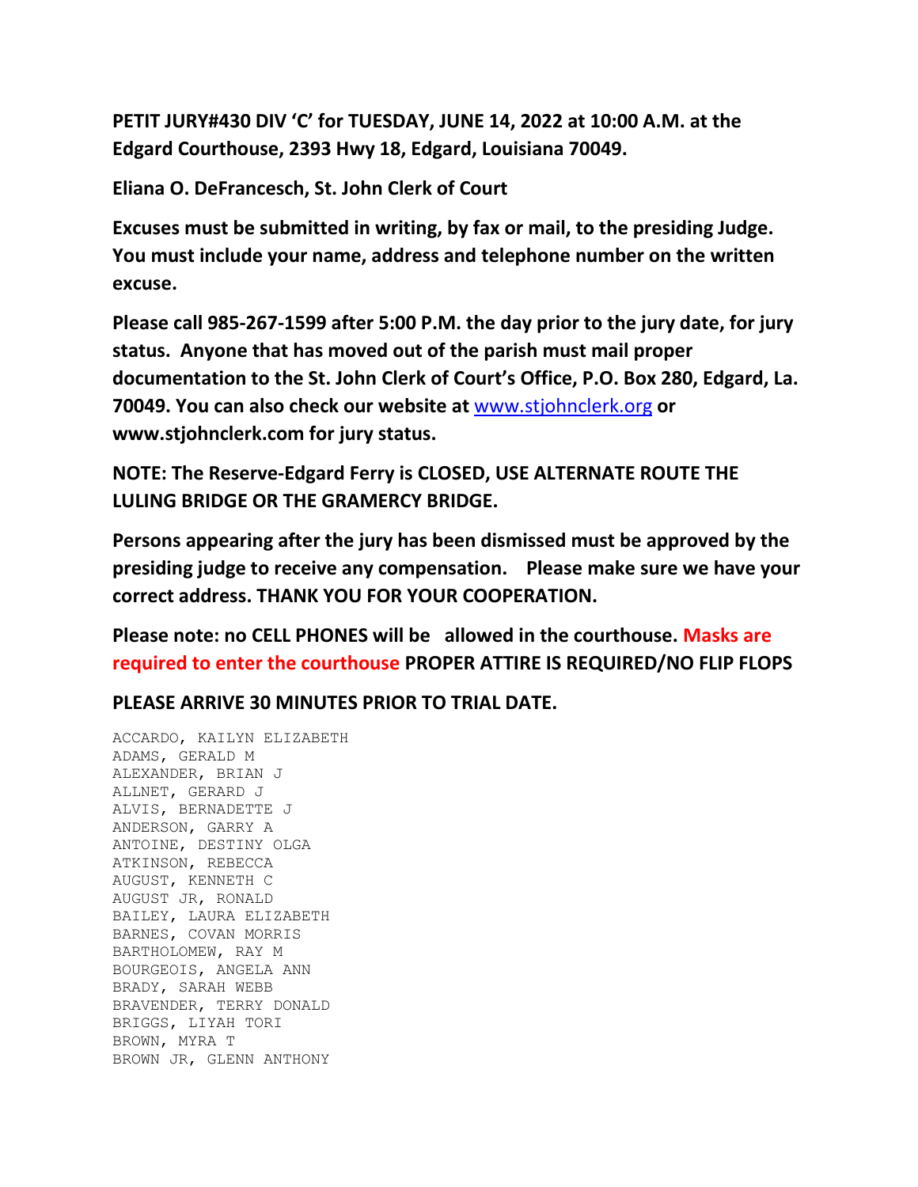**PETIT JURY#430 DIV 'C' for TUESDAY, JUNE 14, 2022 at 10:00 A.M. at the Edgard Courthouse, 2393 Hwy 18, Edgard, Louisiana 70049.**

**Eliana O. DeFrancesch, St. John Clerk of Court**

**Excuses must be submitted in writing, by fax or mail, to the presiding Judge. You must include your name, address and telephone number on the written excuse.**

**Please call 985-267-1599 after 5:00 P.M. the day prior to the jury date, for jury status. Anyone that has moved out of the parish must mail proper documentation to the St. John Clerk of Court's Office, P.O. Box 280, Edgard, La. 70049. You can also check our website at [www.stjohnclerk.org](http://www.stjohnclerk.org) or www.stjohnclerk.com for jury status.**

**NOTE: The Reserve-Edgard Ferry is CLOSED, USE ALTERNATE ROUTE THE LULING BRIDGE OR THE GRAMERCY BRIDGE.**

**Persons appearing after the jury has been dismissed must be approved by the presiding judge to receive any compensation. Please make sure we have your correct address. THANK YOU FOR YOUR COOPERATION.**

**Please note: no CELL PHONES will be allowed in the courthouse. Masks are required to enter the courthouse PROPER ATTIRE IS REQUIRED/NO FLIP FLOPS**

**PLEASE ARRIVE 30 MINUTES PRIOR TO TRIAL DATE.**

ACCARDO, KAILYN ELIZABETH
ADAMS, GERALD M
ALEXANDER, BRIAN J
ALLNET, GERARD J
ALVIS, BERNADETTE J
ANDERSON, GARRY A
ANTOINE, DESTINY OLGA
ATKINSON, REBECCA
AUGUST, KENNETH C
AUGUST JR, RONALD
BAILEY, LAURA ELIZABETH
BARNES, COVAN MORRIS
BARTHOLOMEW, RAY M
BOURGEOIS, ANGELA ANN
BRADY, SARAH WEBB
BRAVENDER, TERRY DONALD
BRIGGS, LIYAH TORI
BROWN, MYRA T
BROWN JR, GLENN ANTHONY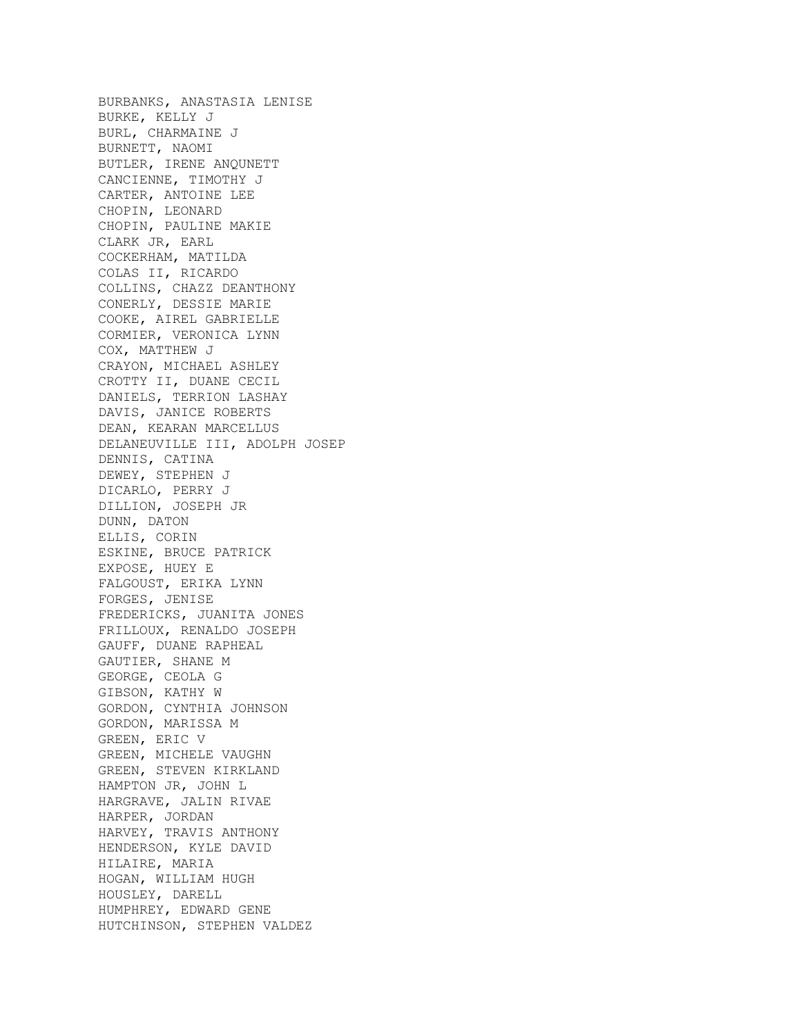BURBANKS, ANASTASIA LENISE
BURKE, KELLY J
BURL, CHARMAINE J
BURNETT, NAOMI
BUTLER, IRENE ANQUNETT
CANCIENNE, TIMOTHY J
CARTER, ANTOINE LEE
CHOPIN, LEONARD
CHOPIN, PAULINE MAKIE
CLARK JR, EARL
COCKERHAM, MATILDA
COLAS II, RICARDO
COLLINS, CHAZZ DEANTHONY
CONERLY, DESSIE MARIE
COOKE, AIREL GABRIELLE
CORMIER, VERONICA LYNN
COX, MATTHEW J
CRAYON, MICHAEL ASHLEY
CROTTY II, DUANE CECIL
DANIELS, TERRION LASHAY
DAVIS, JANICE ROBERTS
DEAN, KEARAN MARCELLUS
DELANEUVILLE III, ADOLPH JOSEP
DENNIS, CATINA
DEWEY, STEPHEN J
DICARLO, PERRY J
DILLION, JOSEPH JR
DUNN, DATON
ELLIS, CORIN
ESKINE, BRUCE PATRICK
EXPOSE, HUEY E
FALGOUST, ERIKA LYNN
FORGES, JENISE
FREDERICKS, JUANITA JONES
FRILLOUX, RENALDO JOSEPH
GAUFF, DUANE RAPHEAL
GAUTIER, SHANE M
GEORGE, CEOLA G
GIBSON, KATHY W
GORDON, CYNTHIA JOHNSON
GORDON, MARISSA M
GREEN, ERIC V
GREEN, MICHELE VAUGHN
GREEN, STEVEN KIRKLAND
HAMPTON JR, JOHN L
HARGRAVE, JALIN RIVAE
HARPER, JORDAN
HARVEY, TRAVIS ANTHONY
HENDERSON, KYLE DAVID
HILAIRE, MARIA
HOGAN, WILLIAM HUGH
HOUSLEY, DARELL
HUMPHREY, EDWARD GENE
HUTCHINSON, STEPHEN VALDEZ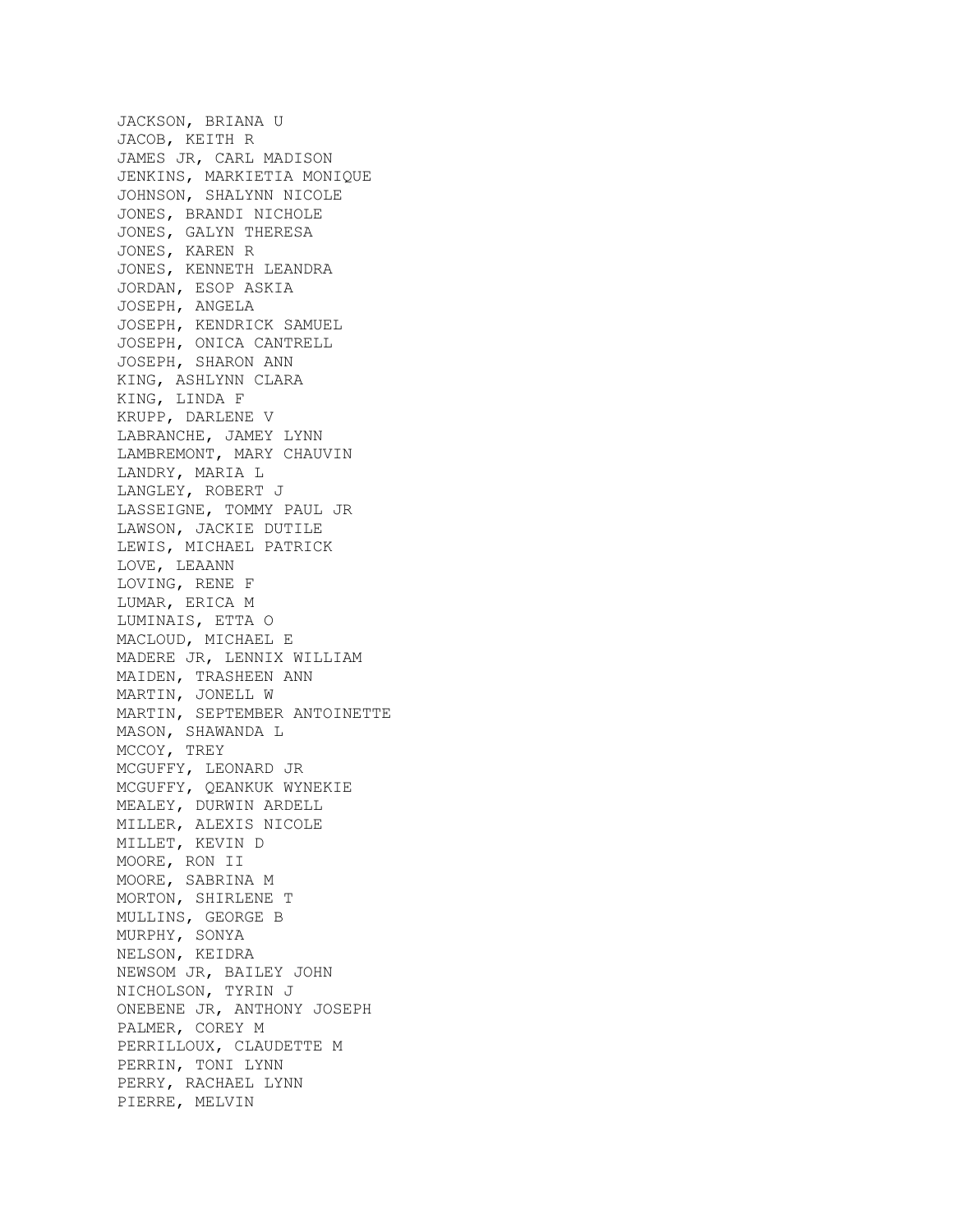JACKSON, BRIANA U
JACOB, KEITH R
JAMES JR, CARL MADISON
JENKINS, MARKIETIA MONIQUE
JOHNSON, SHALYNN NICOLE
JONES, BRANDI NICHOLE
JONES, GALYN THERESA
JONES, KAREN R
JONES, KENNETH LEANDRA
JORDAN, ESOP ASKIA
JOSEPH, ANGELA
JOSEPH, KENDRICK SAMUEL
JOSEPH, ONICA CANTRELL
JOSEPH, SHARON ANN
KING, ASHLYNN CLARA
KING, LINDA F
KRUPP, DARLENE V
LABRANCHE, JAMEY LYNN
LAMBREMONT, MARY CHAUVIN
LANDRY, MARIA L
LANGLEY, ROBERT J
LASSEIGNE, TOMMY PAUL JR
LAWSON, JACKIE DUTILE
LEWIS, MICHAEL PATRICK
LOVE, LEAANN
LOVING, RENE F
LUMAR, ERICA M
LUMINAIS, ETTA O
MACLOUD, MICHAEL E
MADERE JR, LENNIX WILLIAM
MAIDEN, TRASHEEN ANN
MARTIN, JONELL W
MARTIN, SEPTEMBER ANTOINETTE
MASON, SHAWANDA L
MCCOY, TREY
MCGUFFY, LEONARD JR
MCGUFFY, QEANKUK WYNEKIE
MEALEY, DURWIN ARDELL
MILLER, ALEXIS NICOLE
MILLET, KEVIN D
MOORE, RON II
MOORE, SABRINA M
MORTON, SHIRLENE T
MULLINS, GEORGE B
MURPHY, SONYA
NELSON, KEIDRA
NEWSOM JR, BAILEY JOHN
NICHOLSON, TYRIN J
ONEBENE JR, ANTHONY JOSEPH
PALMER, COREY M
PERRILLOUX, CLAUDETTE M
PERRIN, TONI LYNN
PERRY, RACHAEL LYNN
PIERRE, MELVIN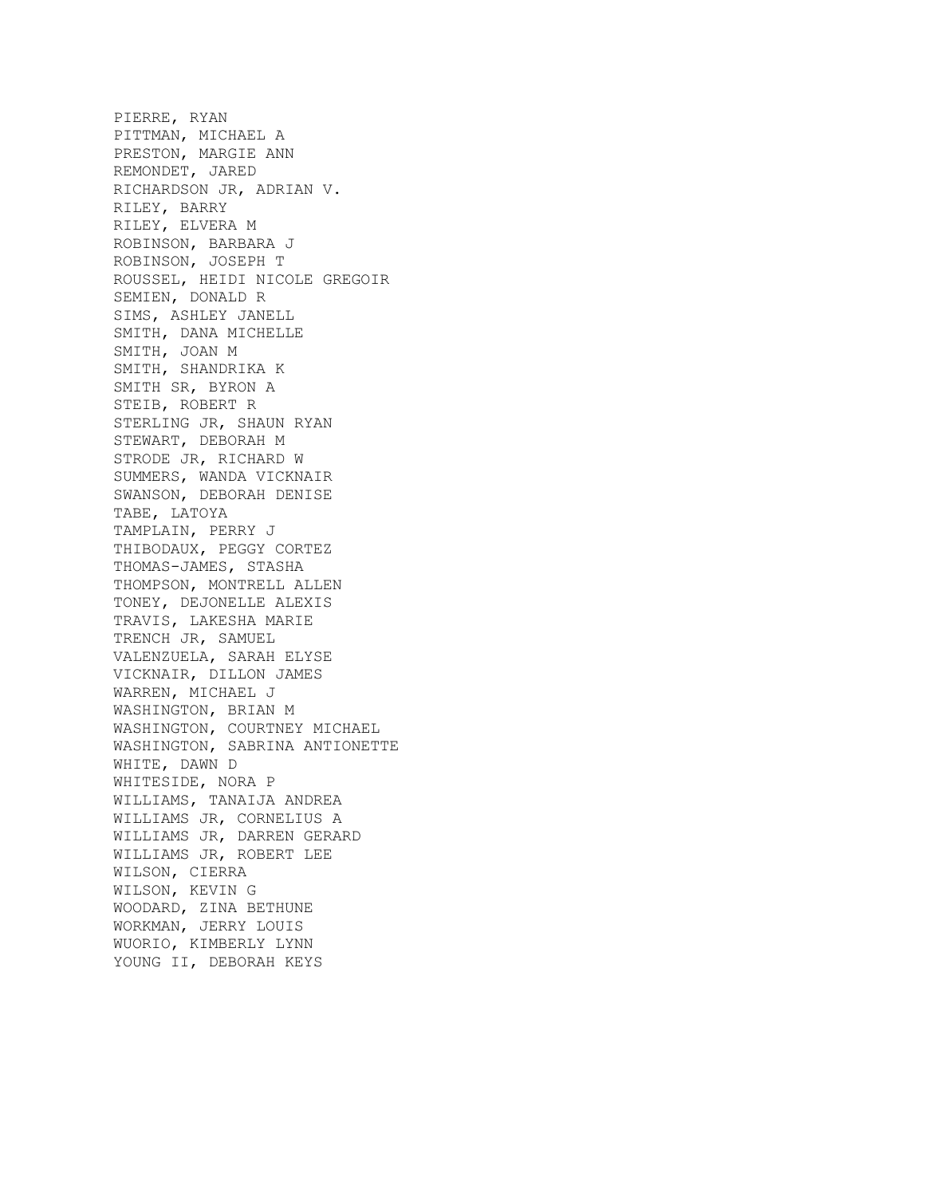PIERRE, RYAN
PITTMAN, MICHAEL A
PRESTON, MARGIE ANN
REMONDET, JARED
RICHARDSON JR, ADRIAN V.
RILEY, BARRY
RILEY, ELVERA M
ROBINSON, BARBARA J
ROBINSON, JOSEPH T
ROUSSEL, HEIDI NICOLE GREGOIR
SEMIEN, DONALD R
SIMS, ASHLEY JANELL
SMITH, DANA MICHELLE
SMITH, JOAN M
SMITH, SHANDRIKA K
SMITH SR, BYRON A
STEIB, ROBERT R
STERLING JR, SHAUN RYAN
STEWART, DEBORAH M
STRODE JR, RICHARD W
SUMMERS, WANDA VICKNAIR
SWANSON, DEBORAH DENISE
TABE, LATOYA
TAMPLAIN, PERRY J
THIBODAUX, PEGGY CORTEZ
THOMAS-JAMES, STASHA
THOMPSON, MONTRELL ALLEN
TONEY, DEJONELLE ALEXIS
TRAVIS, LAKESHA MARIE
TRENCH JR, SAMUEL
VALENZUELA, SARAH ELYSE
VICKNAIR, DILLON JAMES
WARREN, MICHAEL J
WASHINGTON, BRIAN M
WASHINGTON, COURTNEY MICHAEL
WASHINGTON, SABRINA ANTIONETTE
WHITE, DAWN D
WHITESIDE, NORA P
WILLIAMS, TANAIJA ANDREA
WILLIAMS JR, CORNELIUS A
WILLIAMS JR, DARREN GERARD
WILLIAMS JR, ROBERT LEE
WILSON, CIERRA
WILSON, KEVIN G
WOODARD, ZINA BETHUNE
WORKMAN, JERRY LOUIS
WUORIO, KIMBERLY LYNN
YOUNG II, DEBORAH KEYS